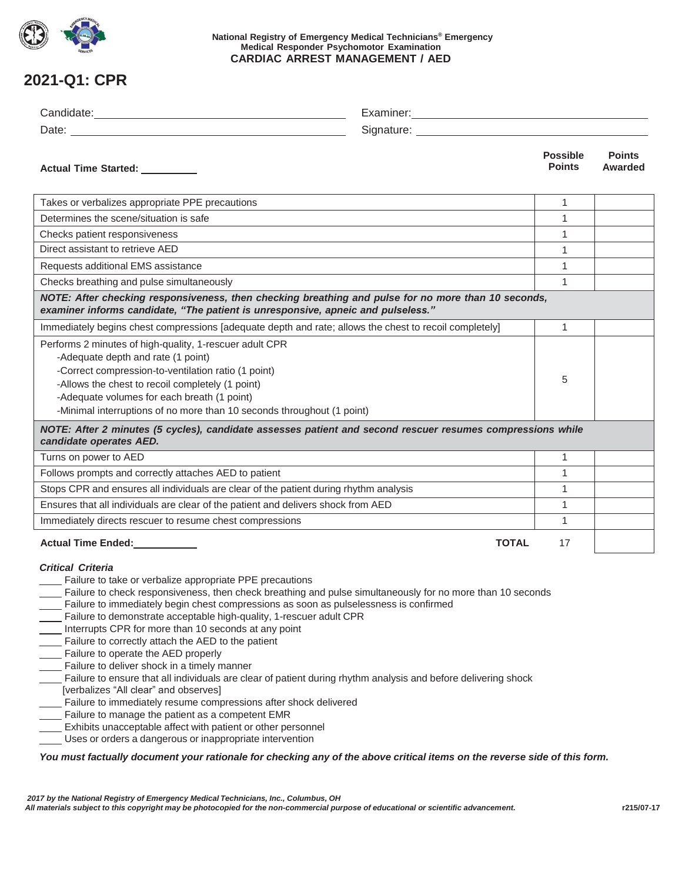National Registry of Emergency Medical Technicians® Emergency Medical Responder Psychomotor Examination

**CARDIAC ARREST MANAGEMENT / AED**

# 2021-Q1: CPR

Candidate: ______________________ Examiner: ______________________

Date: ______________________ Signature: ______________________

**Actual Time Started:** __________

| | Possible Points | Points Awarded |
|---|---|---|
| Takes or verbalizes appropriate PPE precautions | 1 | |
| Determines the scene/situation is safe | 1 | |
| Checks patient responsiveness | 1 | |
| Direct assistant to retrieve AED | 1 | |
| Requests additional EMS assistance | 1 | |
| Checks breathing and pulse simultaneously | 1 | |
| ***NOTE: After checking responsiveness, then checking breathing and pulse for no more than 10 seconds, examiner informs candidate, "The patient is unresponsive, apneic and pulseless."*** | | |
| Immediately begins chest compressions [adequate depth and rate; allows the chest to recoil completely] | 1 | |
| Performs 2 minutes of high-quality, 1-rescuer adult CPR<br>-Adequate depth and rate (1 point)<br>-Correct compression-to-ventilation ratio (1 point)<br>-Allows the chest to recoil completely (1 point)<br>-Adequate volumes for each breath (1 point)<br>-Minimal interruptions of no more than 10 seconds throughout (1 point) | 5 | |
| ***NOTE: After 2 minutes (5 cycles), candidate assesses patient and second rescuer resumes compressions while candidate operates AED.*** | | |
| Turns on power to AED | 1 | |
| Follows prompts and correctly attaches AED to patient | 1 | |
| Stops CPR and ensures all individuals are clear of the patient during rhythm analysis | 1 | |
| Ensures that all individuals are clear of the patient and delivers shock from AED | 1 | |
| Immediately directs rescuer to resume chest compressions | 1 | |
| **Actual Time Ended:** __________ **TOTAL** | 17 | |

***Critical Criteria***

- ____ Failure to take or verbalize appropriate PPE precautions
- ____ Failure to check responsiveness, then check breathing and pulse simultaneously for no more than 10 seconds
- ____ Failure to immediately begin chest compressions as soon as pulselessness is confirmed
- ____ Failure to demonstrate acceptable high-quality, 1-rescuer adult CPR
- ____ Interrupts CPR for more than 10 seconds at any point
- ____ Failure to correctly attach the AED to the patient
- ____ Failure to operate the AED properly
- ____ Failure to deliver shock in a timely manner
- ____ Failure to ensure that all individuals are clear of patient during rhythm analysis and before delivering shock [verbalizes "All clear" and observes]
- ____ Failure to immediately resume compressions after shock delivered
- ____ Failure to manage the patient as a competent EMR
- ____ Exhibits unacceptable affect with patient or other personnel
- ____ Uses or orders a dangerous or inappropriate intervention

***You must factually document your rationale for checking any of the above critical items on the reverse side of this form.***

*2017 by the National Registry of Emergency Medical Technicians, Inc., Columbus, OH*
*All materials subject to this copyright may be photocopied for the non-commercial purpose of educational or scientific advancement.*

r215/07-17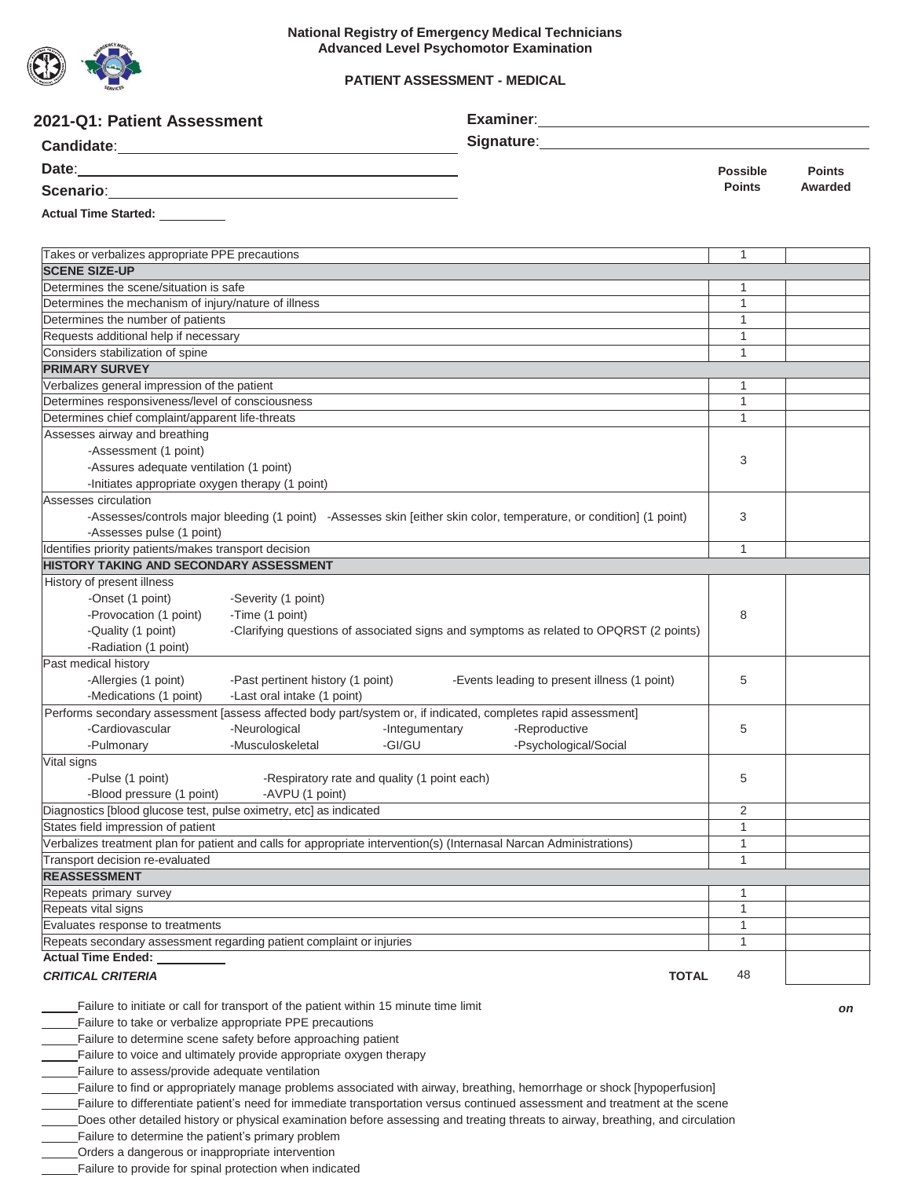**National Registry of Emergency Medical Technicians**
**Advanced Level Psychomotor Examination**

**PATIENT ASSESSMENT - MEDICAL**

## 2021-Q1: Patient Assessment

**Candidate**:______________________________ **Examiner**:______________________________

**Date**:______________________________ **Signature**:______________________________

**Scenario**:______________________________

**Actual Time Started:** __________

| | Possible Points | Points Awarded |
|---|---|---|
| Takes or verbalizes appropriate PPE precautions | 1 | |
| **SCENE SIZE-UP** | | |
| Determines the scene/situation is safe | 1 | |
| Determines the mechanism of injury/nature of illness | 1 | |
| Determines the number of patients | 1 | |
| Requests additional help if necessary | 1 | |
| Considers stabilization of spine | 1 | |
| **PRIMARY SURVEY** | | |
| Verbalizes general impression of the patient | 1 | |
| Determines responsiveness/level of consciousness | 1 | |
| Determines chief complaint/apparent life-threats | 1 | |
| Assesses airway and breathing<br>-Assessment (1 point)<br>-Assures adequate ventilation (1 point)<br>-Initiates appropriate oxygen therapy (1 point) | 3 | |
| Assesses circulation<br>-Assesses/controls major bleeding (1 point) -Assesses skin [either skin color, temperature, or condition] (1 point)<br>-Assesses pulse (1 point) | 3 | |
| Identifies priority patients/makes transport decision | 1 | |
| **HISTORY TAKING AND SECONDARY ASSESSMENT** | | |
| History of present illness<br>-Onset (1 point) -Severity (1 point)<br>-Provocation (1 point) -Time (1 point)<br>-Quality (1 point) -Clarifying questions of associated signs and symptoms as related to OPQRST (2 points)<br>-Radiation (1 point) | 8 | |
| Past medical history<br>-Allergies (1 point) -Past pertinent history (1 point) -Events leading to present illness (1 point)<br>-Medications (1 point) -Last oral intake (1 point) | 5 | |
| Performs secondary assessment [assess affected body part/system or, if indicated, completes rapid assessment]<br>-Cardiovascular -Neurological -Integumentary -Reproductive<br>-Pulmonary -Musculoskeletal -GI/GU -Psychological/Social | 5 | |
| Vital signs<br>-Pulse (1 point) -Respiratory rate and quality (1 point each)<br>-Blood pressure (1 point) -AVPU (1 point) | 5 | |
| Diagnostics [blood glucose test, pulse oximetry, etc] as indicated | 2 | |
| States field impression of patient | 1 | |
| Verbalizes treatment plan for patient and calls for appropriate intervention(s) (Internasal Narcan Administrations) | 1 | |
| Transport decision re-evaluated | 1 | |
| **REASSESSMENT** | | |
| Repeats primary survey | 1 | |
| Repeats vital signs | 1 | |
| Evaluates response to treatments | 1 | |
| Repeats secondary assessment regarding patient complaint or injuries | 1 | |
| **Actual Time Ended:** __________ | | |
| ***CRITICAL CRITERIA*** **TOTAL** | 48 | |

*on*

_____ Failure to initiate or call for transport of the patient within 15 minute time limit
_____ Failure to take or verbalize appropriate PPE precautions
_____ Failure to determine scene safety before approaching patient
_____ Failure to voice and ultimately provide appropriate oxygen therapy
_____ Failure to assess/provide adequate ventilation
_____ Failure to find or appropriately manage problems associated with airway, breathing, hemorrhage or shock [hypoperfusion]
_____ Failure to differentiate patient's need for immediate transportation versus continued assessment and treatment at the scene
_____ Does other detailed history or physical examination before assessing and treating threats to airway, breathing, and circulation
_____ Failure to determine the patient's primary problem
_____ Orders a dangerous or inappropriate intervention
_____ Failure to provide for spinal protection when indicated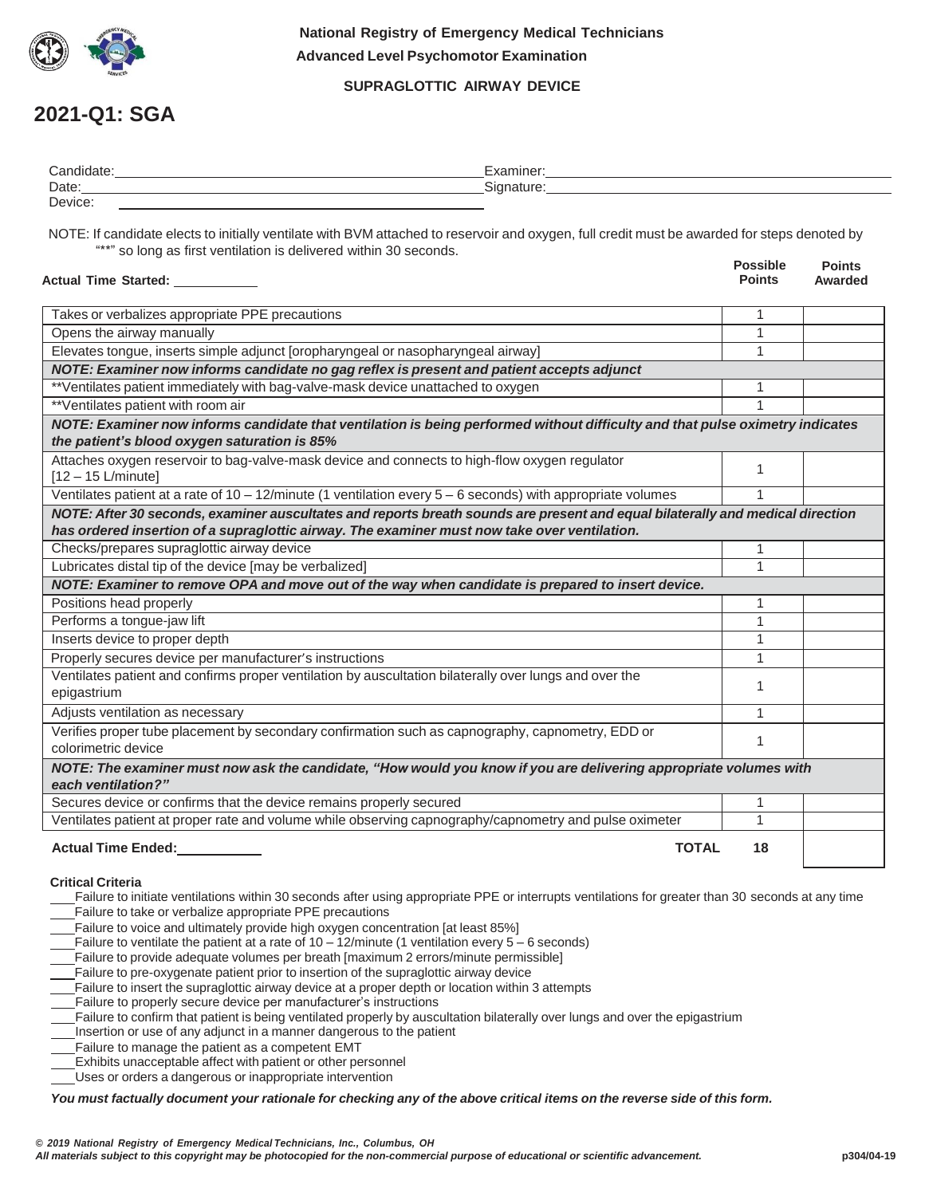**National Registry of Emergency Medical Technicians**
**Advanced Level Psychomotor Examination**

**SUPRAGLOTTIC AIRWAY DEVICE**

# 2021-Q1: SGA

Candidate: ______________________ Examiner: ______________________
Date: ______________________ Signature: ______________________
Device: ______________________

NOTE: If candidate elects to initially ventilate with BVM attached to reservoir and oxygen, full credit must be awarded for steps denoted by "**" so long as first ventilation is delivered within 30 seconds.

**Actual Time Started:** ___________

| | Possible Points | Points Awarded |
|---|---|---|
| Takes or verbalizes appropriate PPE precautions | 1 | |
| Opens the airway manually | 1 | |
| Elevates tongue, inserts simple adjunct [oropharyngeal or nasopharyngeal airway] | 1 | |
| ***NOTE: Examiner now informs candidate no gag reflex is present and patient accepts adjunct*** | | |
| **Ventilates patient immediately with bag-valve-mask device unattached to oxygen | 1 | |
| **Ventilates patient with room air | 1 | |
| ***NOTE: Examiner now informs candidate that ventilation is being performed without difficulty and that pulse oximetry indicates the patient's blood oxygen saturation is 85%*** | | |
| Attaches oxygen reservoir to bag-valve-mask device and connects to high-flow oxygen regulator [12 – 15 L/minute] | 1 | |
| Ventilates patient at a rate of 10 – 12/minute (1 ventilation every 5 – 6 seconds) with appropriate volumes | 1 | |
| ***NOTE: After 30 seconds, examiner auscultates and reports breath sounds are present and equal bilaterally and medical direction has ordered insertion of a supraglottic airway. The examiner must now take over ventilation.*** | | |
| Checks/prepares supraglottic airway device | 1 | |
| Lubricates distal tip of the device [may be verbalized] | 1 | |
| ***NOTE: Examiner to remove OPA and move out of the way when candidate is prepared to insert device.*** | | |
| Positions head properly | 1 | |
| Performs a tongue-jaw lift | 1 | |
| Inserts device to proper depth | 1 | |
| Properly secures device per manufacturer's instructions | 1 | |
| Ventilates patient and confirms proper ventilation by auscultation bilaterally over lungs and over the epigastrium | 1 | |
| Adjusts ventilation as necessary | 1 | |
| Verifies proper tube placement by secondary confirmation such as capnography, capnometry, EDD or colorimetric device | 1 | |
| ***NOTE: The examiner must now ask the candidate, "How would you know if you are delivering appropriate volumes with each ventilation?"*** | | |
| Secures device or confirms that the device remains properly secured | 1 | |
| Ventilates patient at proper rate and volume while observing capnography/capnometry and pulse oximeter | 1 | |
| **Actual Time Ended:** ___________ **TOTAL** | **18** | |

**Critical Criteria**

____ Failure to initiate ventilations within 30 seconds after using appropriate PPE or interrupts ventilations for greater than 30 seconds at any time
____ Failure to take or verbalize appropriate PPE precautions
____ Failure to voice and ultimately provide high oxygen concentration [at least 85%]
____ Failure to ventilate the patient at a rate of 10 – 12/minute (1 ventilation every 5 – 6 seconds)
____ Failure to provide adequate volumes per breath [maximum 2 errors/minute permissible]
____ Failure to pre-oxygenate patient prior to insertion of the supraglottic airway device
____ Failure to insert the supraglottic airway device at a proper depth or location within 3 attempts
____ Failure to properly secure device per manufacturer's instructions
____ Failure to confirm that patient is being ventilated properly by auscultation bilaterally over lungs and over the epigastrium
____ Insertion or use of any adjunct in a manner dangerous to the patient
____ Failure to manage the patient as a competent EMT
____ Exhibits unacceptable affect with patient or other personnel
____ Uses or orders a dangerous or inappropriate intervention

***You must factually document your rationale for checking any of the above critical items on the reverse side of this form.***

*© 2019 National Registry of Emergency Medical Technicians, Inc., Columbus, OH*
*All materials subject to this copyright may be photocopied for the non-commercial purpose of educational or scientific advancement.*

p304/04-19